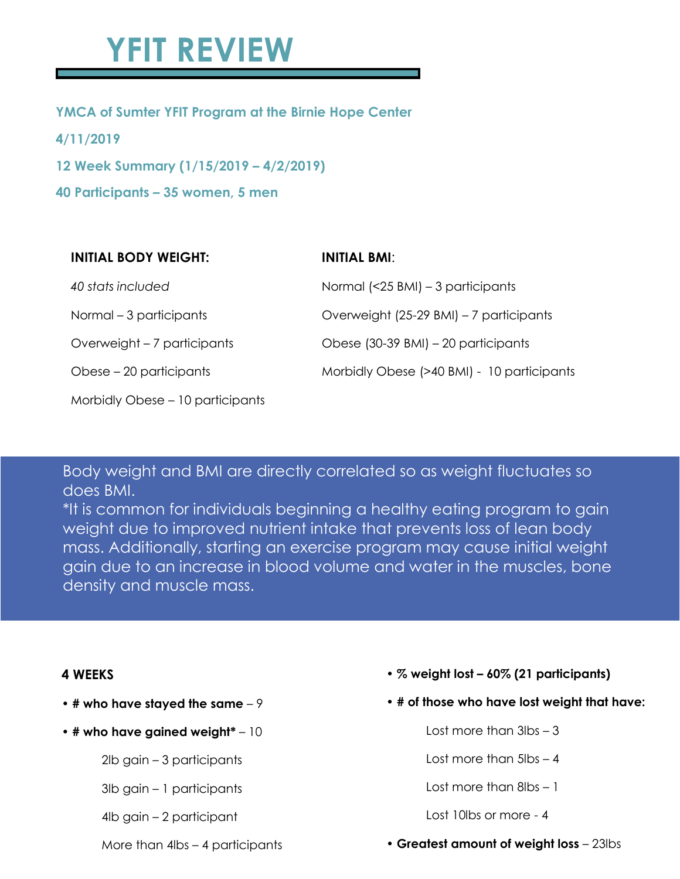# YFIT REVIEW

**YMCA of Sumter YFIT Program at the Birnie Hope Center**

**4/11/2019**

**12 Week Summary (1/15/2019 – 4/2/2019)**

**40 Participants – 35 women, 5 men**

**INITIAL BODY WEIGHT:**

*40 stats included*

Normal – 3 participants

Overweight – 7 participants

Obese – 20 participants

Morbidly Obese – 10 participants

**INITIAL BMI**:

Normal (<25 BMI) – 3 participants

Overweight (25-29 BMI) – 7 participants

Obese (30-39 BMI) – 20 participants

Morbidly Obese (>40 BMI) - 10 participants

Body weight and BMI are directly correlated so as weight fluctuates so does BMI.
*It is common for individuals beginning a healthy eating program to gain weight due to improved nutrient intake that prevents loss of lean body mass. Additionally, starting an exercise program may cause initial weight gain due to an increase in blood volume and water in the muscles, bone density and muscle mass.

**4 WEEKS**

- **# who have stayed the same** – 9
- **# who have gained weight*** – 10
  - 2lb gain – 3 participants
  - 3lb gain – 1 participants
  - 4lb gain – 2 participant
  - More than 4lbs – 4 participants
- **% weight lost – 60% (21 participants)**
- **# of those who have lost weight that have:**
  - Lost more than 3lbs – 3
  - Lost more than 5lbs – 4
  - Lost more than 8lbs – 1
  - Lost 10lbs or more - 4
- **Greatest amount of weight loss** – 23lbs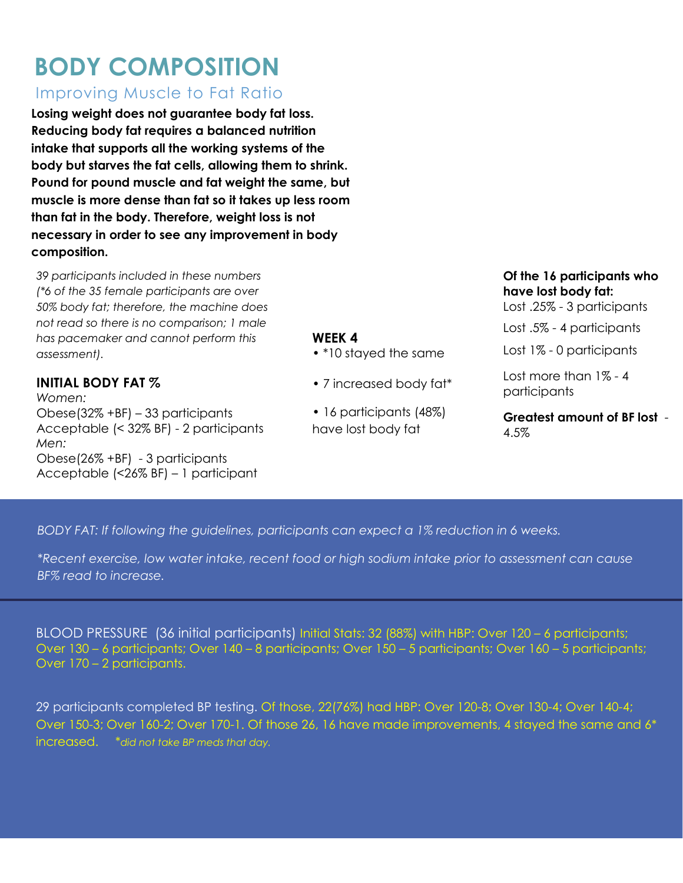# BODY COMPOSITION

## Improving Muscle to Fat Ratio

**Losing weight does not guarantee body fat loss. Reducing body fat requires a balanced nutrition intake that supports all the working systems of the body but starves the fat cells, allowing them to shrink. Pound for pound muscle and fat weight the same, but muscle is more dense than fat so it takes up less room than fat in the body. Therefore, weight loss is not necessary in order to see any improvement in body composition.**

*39 participants included in these numbers (*6 of the 35 female participants are over 50% body fat; therefore, the machine does not read so there is no comparison; 1 male has pacemaker and cannot perform this assessment).*

**INITIAL BODY FAT %**

*Women:*

Obese(32% +BF) – 33 participants

Acceptable (< 32% BF) - 2 participants

*Men:*

Obese(26% +BF) - 3 participants

Acceptable (<26% BF) – 1 participant

**WEEK 4**

- *10 stayed the same
- 7 increased body fat*
- 16 participants (48%) have lost body fat

**Of the 16 participants who have lost body fat:**

Lost .25% - 3 participants

Lost .5% - 4 participants

Lost 1% - 0 participants

Lost more than 1% - 4 participants

**Greatest amount of BF lost** - 4.5%

*BODY FAT: If following the guidelines, participants can expect a 1% reduction in 6 weeks.*

*\*Recent exercise, low water intake, recent food or high sodium intake prior to assessment can cause BF% read to increase.*

BLOOD PRESSURE (36 initial participants) Initial Stats: 32 (88%) with HBP: Over 120 – 6 participants; Over 130 – 6 participants; Over 140 – 8 participants; Over 150 – 5 participants; Over 160 – 5 participants; Over 170 – 2 participants.

29 participants completed BP testing. Of those, 22(76%) had HBP: Over 120-8; Over 130-4; Over 140-4; Over 150-3; Over 160-2; Over 170-1. Of those 26, 16 have made improvements, 4 stayed the same and 6* increased. *\*did not take BP meds that day.*